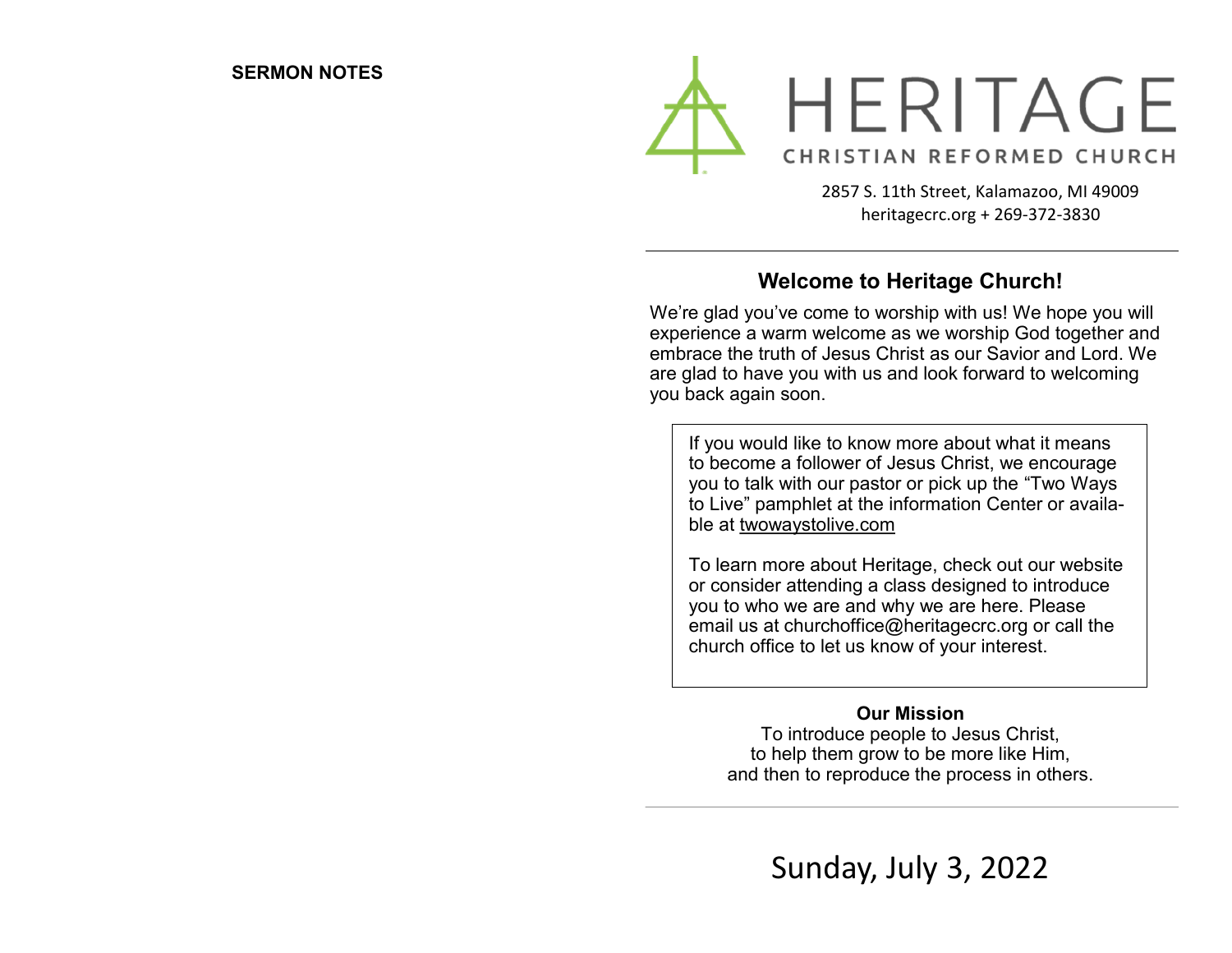**SERMON NOTES**

# HERITAGE

CHRISTIAN REFORMED CHURCH

2857 S. 11th Street, Kalamazoo, MI 49009
heritagecrc.org + 269-372-3830

---

## Welcome to Heritage Church!

We're glad you've come to worship with us! We hope you will experience a warm welcome as we worship God together and embrace the truth of Jesus Christ as our Savior and Lord. We are glad to have you with us and look forward to welcoming you back again soon.

> If you would like to know more about what it means to become a follower of Jesus Christ, we encourage you to talk with our pastor or pick up the "Two Ways to Live" pamphlet at the information Center or available at twowaystolive.com
>
> To learn more about Heritage, check out our website or consider attending a class designed to introduce you to who we are and why we are here. Please email us at churchoffice@heritagecrc.org or call the church office to let us know of your interest.

**Our Mission**

To introduce people to Jesus Christ,
to help them grow to be more like Him,
and then to reproduce the process in others.

---

Sunday, July 3, 2022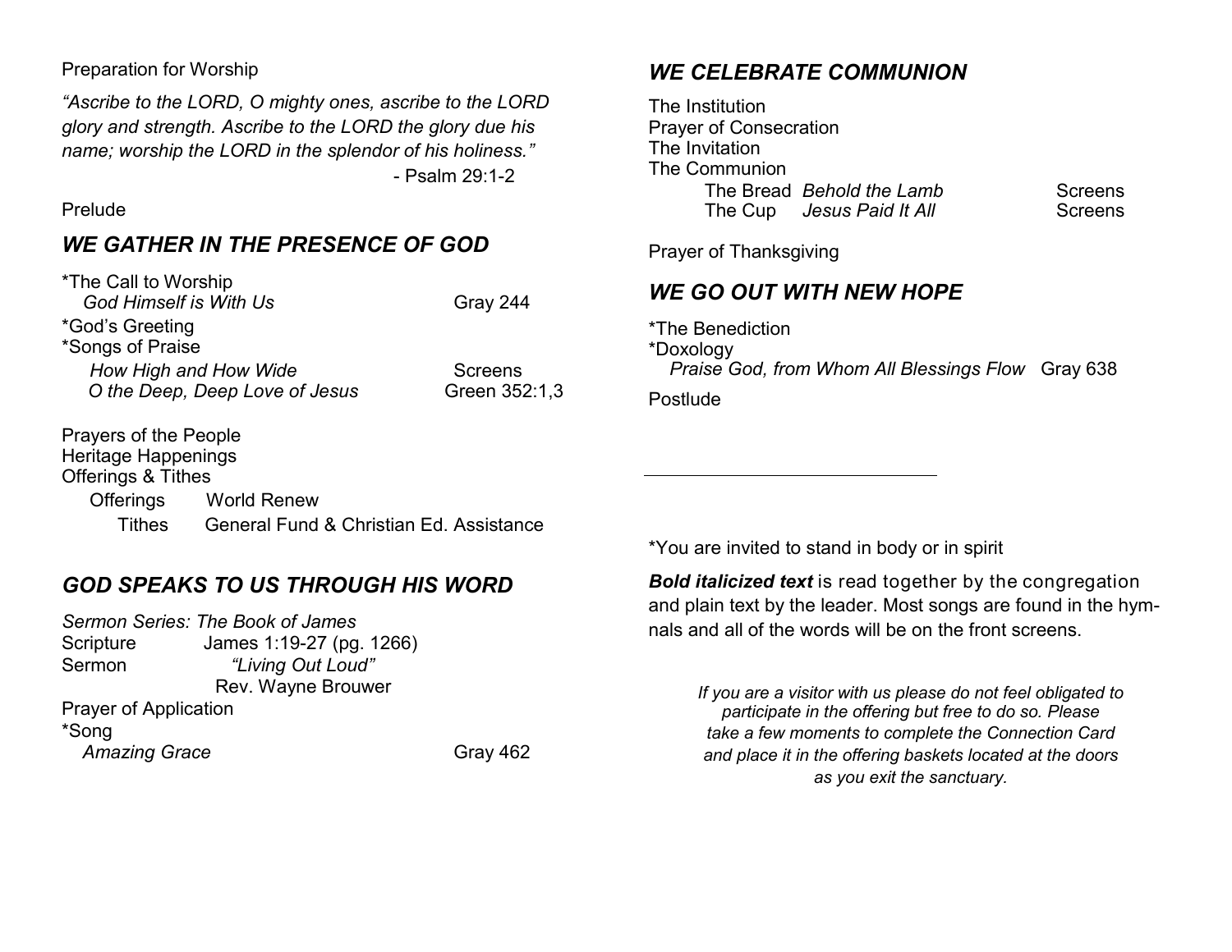Preparation for Worship

*“Ascribe to the LORD, O mighty ones, ascribe to the LORD glory and strength. Ascribe to the LORD the glory due his name; worship the LORD in the splendor of his holiness.”*

- Psalm 29:1-2

Prelude

## *WE GATHER IN THE PRESENCE OF GOD*

*The Call to Worship
*God Himself is With Us* — Gray 244

*God’s Greeting

*Songs of Praise
*How High and How Wide* — Screens
*O the Deep, Deep Love of Jesus* — Green 352:1,3

Prayers of the People
Heritage Happenings
Offerings & Tithes
Offerings — World Renew
Tithes — General Fund & Christian Ed. Assistance

## *GOD SPEAKS TO US THROUGH HIS WORD*

*Sermon Series: The Book of James*
Scripture — James 1:19-27 (pg. 1266)
Sermon — *“Living Out Loud”*
Rev. Wayne Brouwer
Prayer of Application
*Song
*Amazing Grace* — Gray 462

## *WE CELEBRATE COMMUNION*

The Institution
Prayer of Consecration
The Invitation
The Communion
The Bread — *Behold the Lamb* — Screens
The Cup — *Jesus Paid It All* — Screens

Prayer of Thanksgiving

## *WE GO OUT WITH NEW HOPE*

*The Benediction
*Doxology
*Praise God, from Whom All Blessings Flow* — Gray 638

Postlude

---

*You are invited to stand in body or in spirit

***Bold italicized text*** is read together by the congregation and plain text by the leader. Most songs are found in the hymnals and all of the words will be on the front screens.

*If you are a visitor with us please do not feel obligated to participate in the offering but free to do so. Please take a few moments to complete the Connection Card and place it in the offering baskets located at the doors as you exit the sanctuary.*